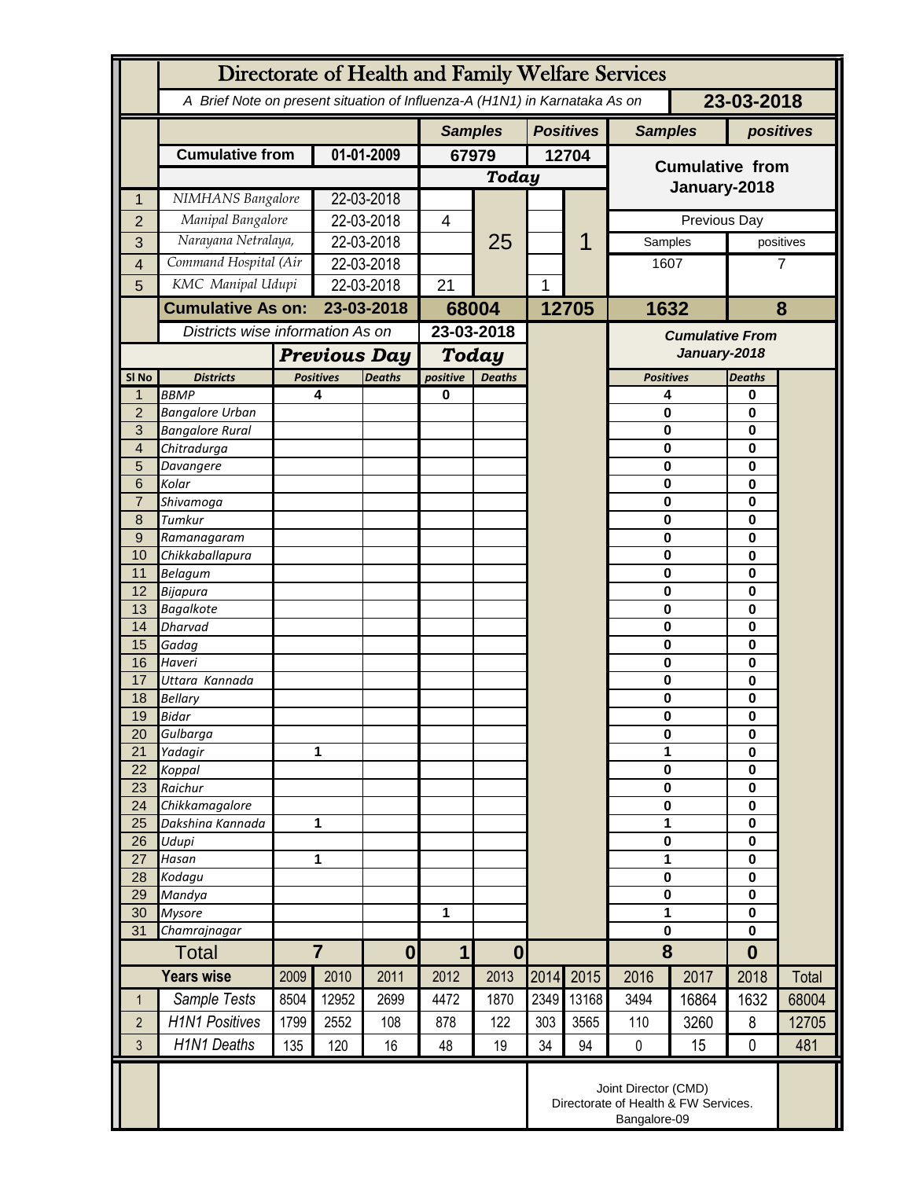# Directorate of Health and Family Welfare Services

A Brief Note on present situation of Influenza-A (H1N1) in Karnataka As on **23-03-2018**

| | | | Samples | Positives | Samples | positives |
|---|---|---|---|---|---|---|
| | **Cumulative from** | **01-01-2009** | **67979** | **12704** | **Cumulative from January-2018** | |
| | | | **Today** | | | |
| 1 | NIMHANS Bangalore | 22-03-2018 | 25 | 1 | | |
| 2 | Manipal Bangalore | 22-03-2018 | 4 | | Previous Day | |
| 3 | Narayana Netralaya, | 22-03-2018 | | | Samples | positives |
| 4 | Command Hospital (Air | 22-03-2018 | | | 1607 | 7 |
| 5 | KMC Manipal Udupi | 22-03-2018 | 21 | 1 | | |
| | **Cumulative As on:** | **23-03-2018** | **68004** | **12705** | **1632** | **8** |

Districts wise information As on **23-03-2018**

| Sl No | Districts | Previous Day Positives | Previous Day Deaths | Today positive | Today Deaths | Cumulative From January-2018 Positives | Cumulative From January-2018 Deaths |
|---|---|---|---|---|---|---|---|
| 1 | BBMP | 4 | | 0 | | 4 | 0 |
| 2 | Bangalore Urban | | | | | 0 | 0 |
| 3 | Bangalore Rural | | | | | 0 | 0 |
| 4 | Chitradurga | | | | | 0 | 0 |
| 5 | Davangere | | | | | 0 | 0 |
| 6 | Kolar | | | | | 0 | 0 |
| 7 | Shivamoga | | | | | 0 | 0 |
| 8 | Tumkur | | | | | 0 | 0 |
| 9 | Ramanagaram | | | | | 0 | 0 |
| 10 | Chikkaballapura | | | | | 0 | 0 |
| 11 | Belagum | | | | | 0 | 0 |
| 12 | Bijapura | | | | | 0 | 0 |
| 13 | Bagalkote | | | | | 0 | 0 |
| 14 | Dharvad | | | | | 0 | 0 |
| 15 | Gadag | | | | | 0 | 0 |
| 16 | Haveri | | | | | 0 | 0 |
| 17 | Uttara Kannada | | | | | 0 | 0 |
| 18 | Bellary | | | | | 0 | 0 |
| 19 | Bidar | | | | | 0 | 0 |
| 20 | Gulbarga | | | | | 0 | 0 |
| 21 | Yadagir | 1 | | | | 1 | 0 |
| 22 | Koppal | | | | | 0 | 0 |
| 23 | Raichur | | | | | 0 | 0 |
| 24 | Chikkamagalore | | | | | 0 | 0 |
| 25 | Dakshina Kannada | 1 | | | | 1 | 0 |
| 26 | Udupi | | | | | 0 | 0 |
| 27 | Hasan | 1 | | | | 1 | 0 |
| 28 | Kodagu | | | | | 0 | 0 |
| 29 | Mandya | | | | | 0 | 0 |
| 30 | Mysore | | | 1 | | 1 | 0 |
| 31 | Chamrajnagar | | | | | 0 | 0 |
| | **Total** | **7** | **0** | **1** | **0** | **8** | **0** |

| | Years wise | 2009 | 2010 | 2011 | 2012 | 2013 | 2014 | 2015 | 2016 | 2017 | 2018 | Total |
|---|---|---|---|---|---|---|---|---|---|---|---|---|
| 1 | Sample Tests | 8504 | 12952 | 2699 | 4472 | 1870 | 2349 | 13168 | 3494 | 16864 | 1632 | 68004 |
| 2 | H1N1 Positives | 1799 | 2552 | 108 | 878 | 122 | 303 | 3565 | 110 | 3260 | 8 | 12705 |
| 3 | H1N1 Deaths | 135 | 120 | 16 | 48 | 19 | 34 | 94 | 0 | 15 | 0 | 481 |

Joint Director (CMD)
Directorate of Health & FW Services.
Bangalore-09